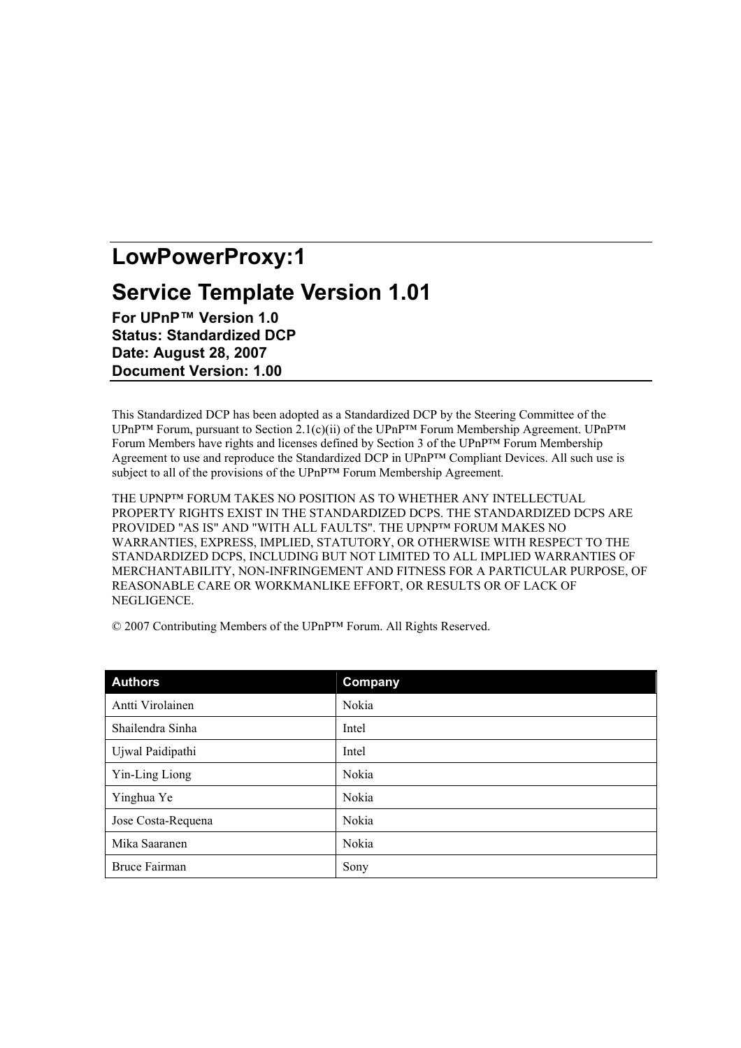# LowPowerProxy:1

# Service Template Version 1.01

**For UPnP™ Version 1.0**
**Status: Standardized DCP**
**Date: August 28, 2007**
**Document Version: 1.00**

This Standardized DCP has been adopted as a Standardized DCP by the Steering Committee of the UPnP™ Forum, pursuant to Section 2.1(c)(ii) of the UPnP™ Forum Membership Agreement. UPnP™ Forum Members have rights and licenses defined by Section 3 of the UPnP™ Forum Membership Agreement to use and reproduce the Standardized DCP in UPnP™ Compliant Devices. All such use is subject to all of the provisions of the UPnP™ Forum Membership Agreement.

THE UPNP™ FORUM TAKES NO POSITION AS TO WHETHER ANY INTELLECTUAL PROPERTY RIGHTS EXIST IN THE STANDARDIZED DCPS. THE STANDARDIZED DCPS ARE PROVIDED "AS IS" AND "WITH ALL FAULTS". THE UPNP™ FORUM MAKES NO WARRANTIES, EXPRESS, IMPLIED, STATUTORY, OR OTHERWISE WITH RESPECT TO THE STANDARDIZED DCPS, INCLUDING BUT NOT LIMITED TO ALL IMPLIED WARRANTIES OF MERCHANTABILITY, NON-INFRINGEMENT AND FITNESS FOR A PARTICULAR PURPOSE, OF REASONABLE CARE OR WORKMANLIKE EFFORT, OR RESULTS OR OF LACK OF NEGLIGENCE.

© 2007 Contributing Members of the UPnP™ Forum. All Rights Reserved.

| Authors | Company |
|---|---|
| Antti Virolainen | Nokia |
| Shailendra Sinha | Intel |
| Ujwal Paidipathi | Intel |
| Yin-Ling Liong | Nokia |
| Yinghua Ye | Nokia |
| Jose Costa-Requena | Nokia |
| Mika Saaranen | Nokia |
| Bruce Fairman | Sony |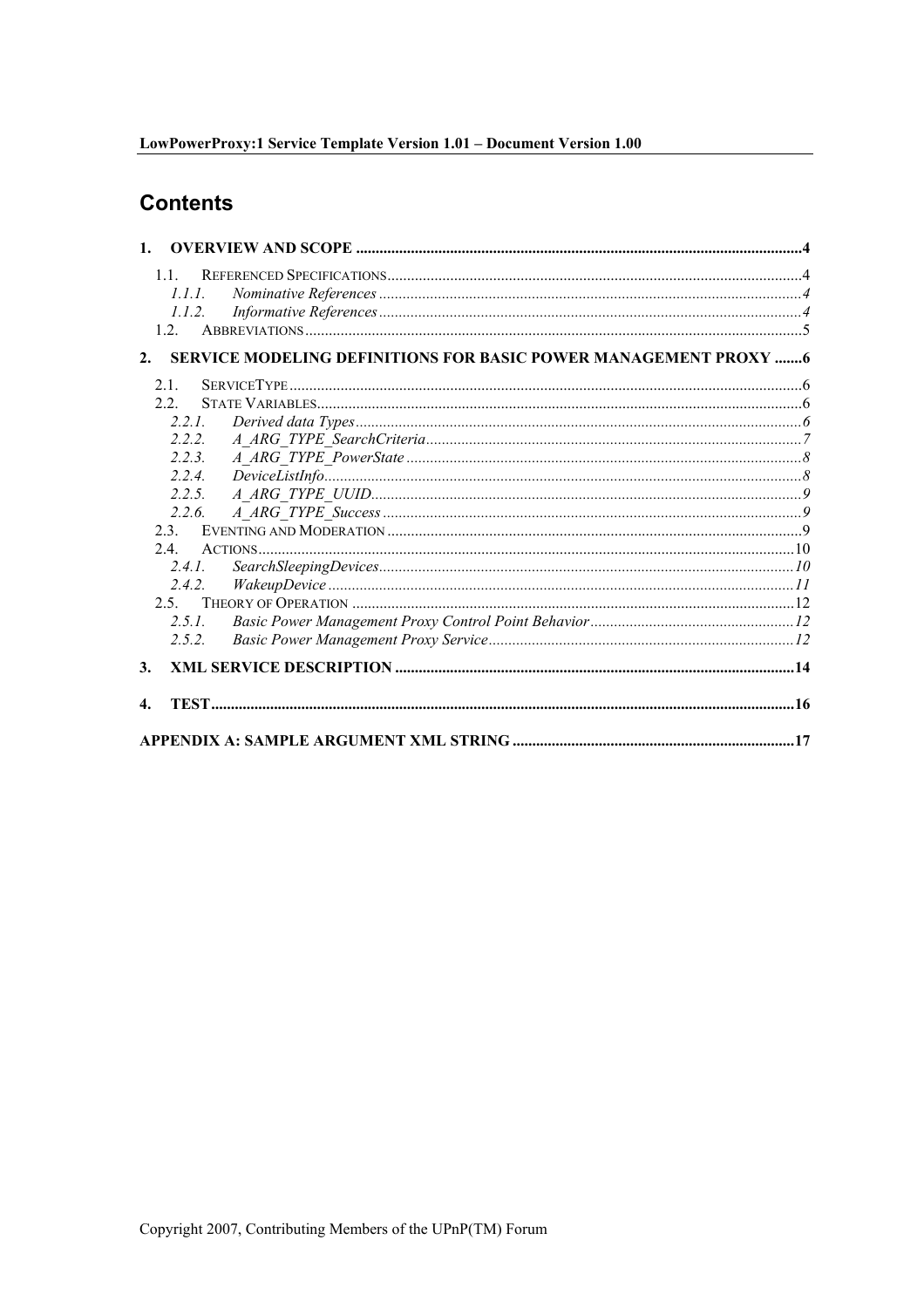# Contents

1. OVERVIEW AND SCOPE ....................................................................................................................4
   - 1.1. REFERENCED SPECIFICATIONS..........................................................................................................4
     - *1.1.1. Nominative References ..........................................................................................................4*
     - *1.1.2. Informative References ..........................................................................................................4*
   - 1.2. ABBREVIATIONS ..............................................................................................................................5
2. SERVICE MODELING DEFINITIONS FOR BASIC POWER MANAGEMENT PROXY .......6
   - 2.1. SERVICETYPE ....................................................................................................................................6
   - 2.2. STATE VARIABLES.............................................................................................................................6
     - *2.2.1. Derived data Types.................................................................................................................6*
     - *2.2.2. A_ARG_TYPE_SearchCriteria...............................................................................................7*
     - *2.2.3. A_ARG_TYPE_PowerState ....................................................................................................8*
     - *2.2.4. DeviceListInfo.........................................................................................................................8*
     - *2.2.5. A_ARG_TYPE_UUID.............................................................................................................9*
     - *2.2.6. A_ARG_TYPE_Success ..........................................................................................................9*
   - 2.3. EVENTING AND MODERATION .........................................................................................................9
   - 2.4. ACTIONS..........................................................................................................................................10
     - *2.4.1. SearchSleepingDevices.........................................................................................................10*
     - *2.4.2. WakeupDevice ......................................................................................................................11*
   - 2.5. THEORY OF OPERATION .................................................................................................................12
     - *2.5.1. Basic Power Management Proxy Control Point Behavior...................................................12*
     - *2.5.2. Basic Power Management Proxy Service.............................................................................12*
3. XML SERVICE DESCRIPTION .....................................................................................................14
4. TEST..................................................................................................................................................16

APPENDIX A: SAMPLE ARGUMENT XML STRING .......................................................................17

Copyright 2007, Contributing Members of the UPnP(TM) Forum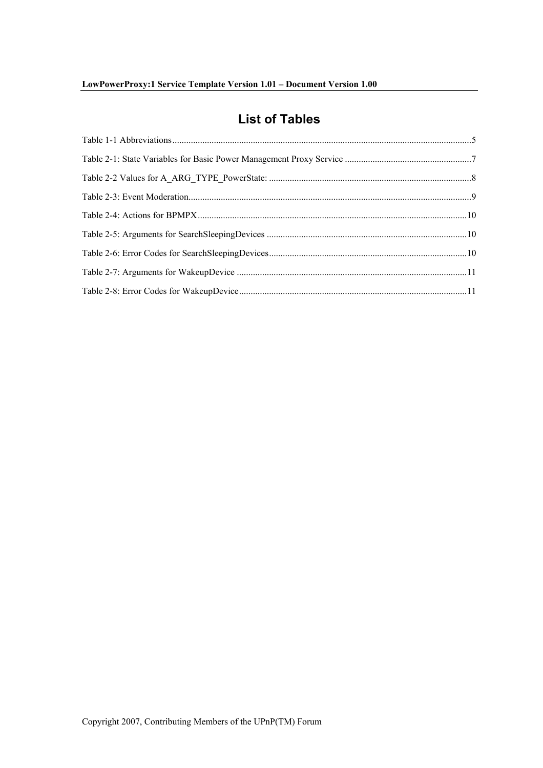# List of Tables

Table 1-1 Abbreviations....................................................................................................................5

Table 2-1: State Variables for Basic Power Management Proxy Service ......................................................7

Table 2-2 Values for A_ARG_TYPE_PowerState: .......................................................................................8

Table 2-3: Event Moderation............................................................................................................9

Table 2-4: Actions for BPMPX.........................................................................................................10

Table 2-5: Arguments for SearchSleepingDevices ......................................................................................10

Table 2-6: Error Codes for SearchSleepingDevices......................................................................................10

Table 2-7: Arguments for WakeupDevice ...................................................................................................11

Table 2-8: Error Codes for WakeupDevice..................................................................................................11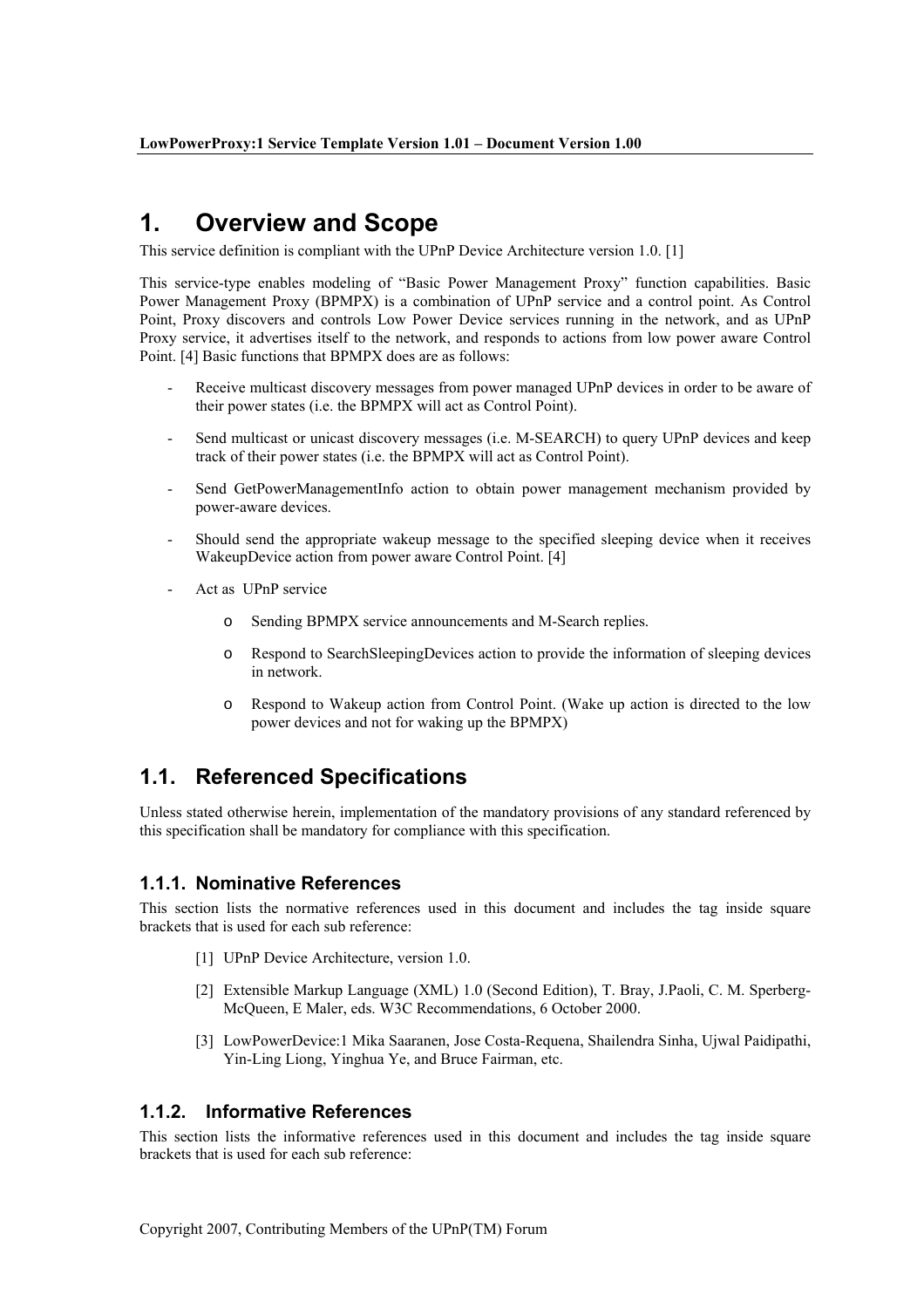# 1. Overview and Scope

This service definition is compliant with the UPnP Device Architecture version 1.0. [1]

This service-type enables modeling of "Basic Power Management Proxy" function capabilities. Basic Power Management Proxy (BPMPX) is a combination of UPnP service and a control point. As Control Point, Proxy discovers and controls Low Power Device services running in the network, and as UPnP Proxy service, it advertises itself to the network, and responds to actions from low power aware Control Point. [4] Basic functions that BPMPX does are as follows:

- Receive multicast discovery messages from power managed UPnP devices in order to be aware of their power states (i.e. the BPMPX will act as Control Point).
- Send multicast or unicast discovery messages (i.e. M-SEARCH) to query UPnP devices and keep track of their power states (i.e. the BPMPX will act as Control Point).
- Send GetPowerManagementInfo action to obtain power management mechanism provided by power-aware devices.
- Should send the appropriate wakeup message to the specified sleeping device when it receives WakeupDevice action from power aware Control Point. [4]
- Act as UPnP service
    - Sending BPMPX service announcements and M-Search replies.
    - Respond to SearchSleepingDevices action to provide the information of sleeping devices in network.
    - Respond to Wakeup action from Control Point. (Wake up action is directed to the low power devices and not for waking up the BPMPX)

## 1.1. Referenced Specifications

Unless stated otherwise herein, implementation of the mandatory provisions of any standard referenced by this specification shall be mandatory for compliance with this specification.

### 1.1.1. Nominative References

This section lists the normative references used in this document and includes the tag inside square brackets that is used for each sub reference:

[1] UPnP Device Architecture, version 1.0.

[2] Extensible Markup Language (XML) 1.0 (Second Edition), T. Bray, J.Paoli, C. M. Sperberg-McQueen, E Maler, eds. W3C Recommendations, 6 October 2000.

[3] LowPowerDevice:1 Mika Saaranen, Jose Costa-Requena, Shailendra Sinha, Ujwal Paidipathi, Yin-Ling Liong, Yinghua Ye, and Bruce Fairman, etc.

### 1.1.2. Informative References

This section lists the informative references used in this document and includes the tag inside square brackets that is used for each sub reference: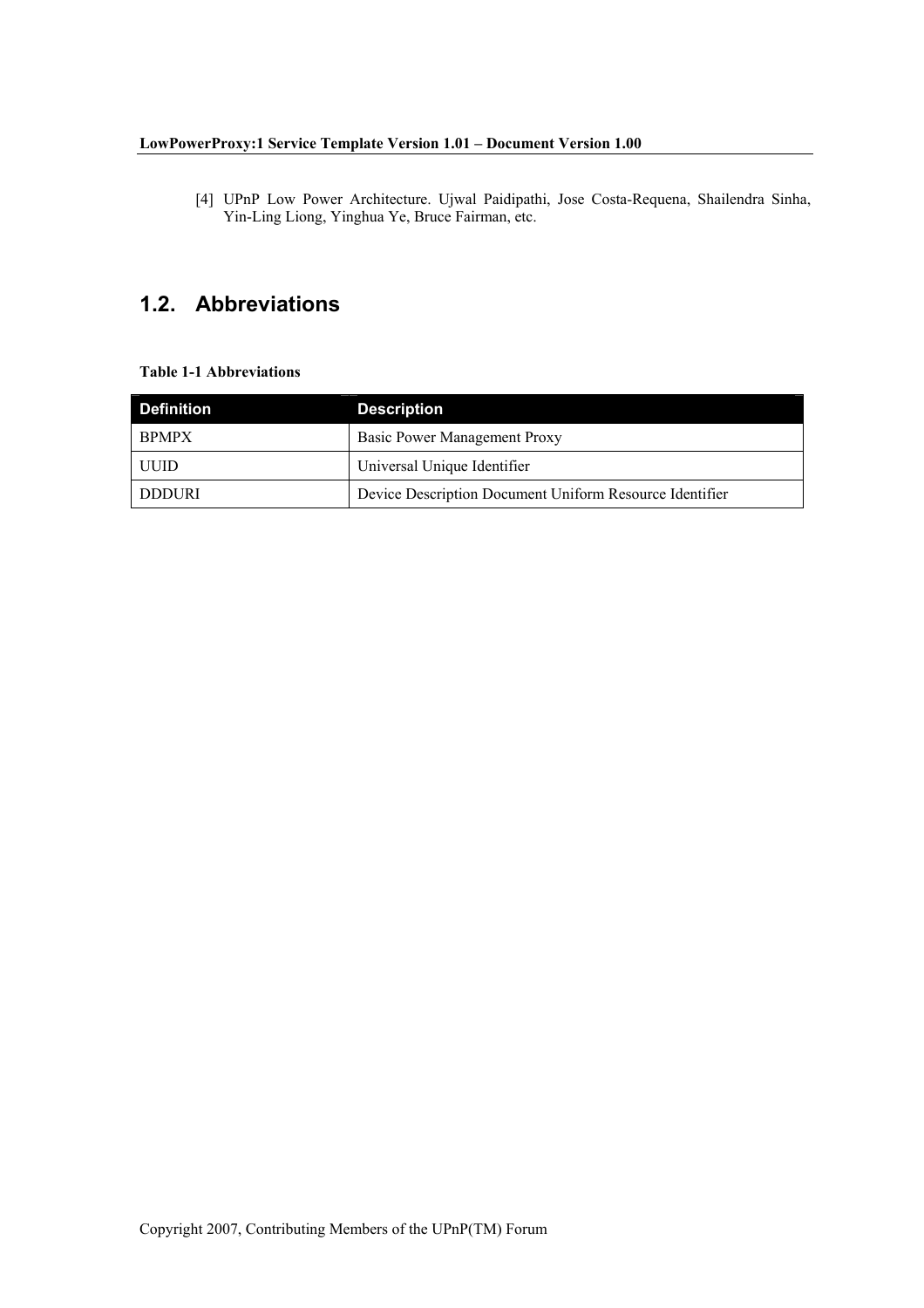[4] UPnP Low Power Architecture. Ujwal Paidipathi, Jose Costa-Requena, Shailendra Sinha, Yin-Ling Liong, Yinghua Ye, Bruce Fairman, etc.

## 1.2. Abbreviations

**Table 1-1 Abbreviations**

| Definition | Description |
|---|---|
| BPMPX | Basic Power Management Proxy |
| UUID | Universal Unique Identifier |
| DDDURI | Device Description Document Uniform Resource Identifier |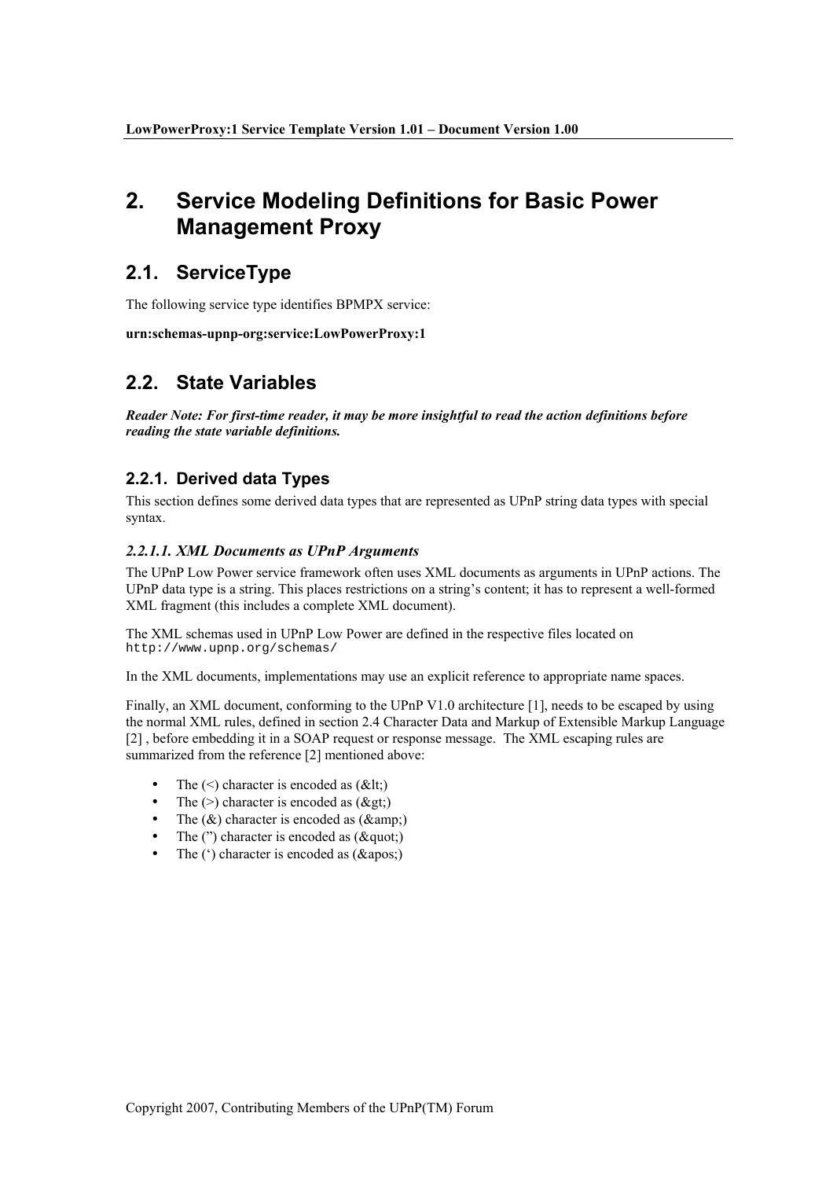# 2. Service Modeling Definitions for Basic Power Management Proxy

## 2.1. ServiceType

The following service type identifies BPMPX service:

**urn:schemas-upnp-org:service:LowPowerProxy:1**

## 2.2. State Variables

***Reader Note: For first-time reader, it may be more insightful to read the action definitions before reading the state variable definitions.***

### 2.2.1. Derived data Types

This section defines some derived data types that are represented as UPnP string data types with special syntax.

#### *2.2.1.1. XML Documents as UPnP Arguments*

The UPnP Low Power service framework often uses XML documents as arguments in UPnP actions. The UPnP data type is a string. This places restrictions on a string's content; it has to represent a well-formed XML fragment (this includes a complete XML document).

The XML schemas used in UPnP Low Power are defined in the respective files located on `http://www.upnp.org/schemas/`

In the XML documents, implementations may use an explicit reference to appropriate name spaces.

Finally, an XML document, conforming to the UPnP V1.0 architecture [1], needs to be escaped by using the normal XML rules, defined in section 2.4 Character Data and Markup of Extensible Markup Language [2] , before embedding it in a SOAP request or response message. The XML escaping rules are summarized from the reference [2] mentioned above:

- The (<) character is encoded as (&lt;)
- The (>) character is encoded as (&gt;)
- The (&) character is encoded as (&amp;)
- The (”) character is encoded as (&quot;)
- The (‘) character is encoded as (&apos;)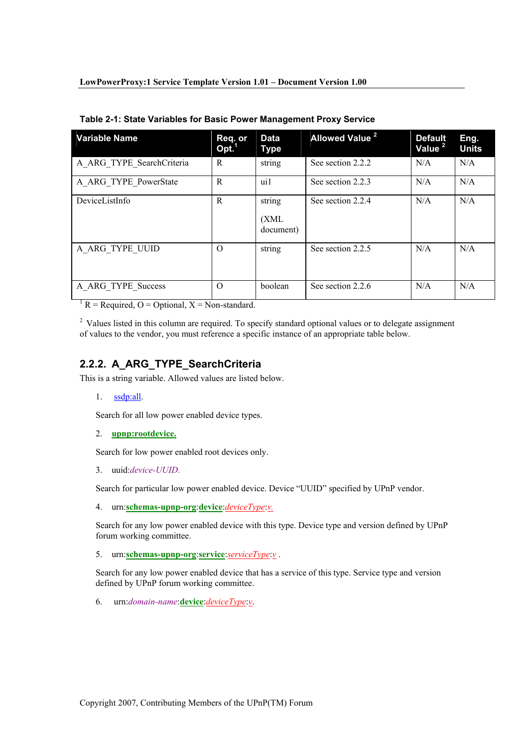**Table 2-1: State Variables for Basic Power Management Proxy Service**

| Variable Name | Req. or Opt.[1] | Data Type | Allowed Value [2] | Default Value [2] | Eng. Units |
|---|---|---|---|---|---|
| A_ARG_TYPE_SearchCriteria | R | string | See section 2.2.2 | N/A | N/A |
| A_ARG_TYPE_PowerState | R | ui1 | See section 2.2.3 | N/A | N/A |
| DeviceListInfo | R | string (XML document) | See section 2.2.4 | N/A | N/A |
| A_ARG_TYPE_UUID | O | string | See section 2.2.5 | N/A | N/A |
| A_ARG_TYPE_Success | O | boolean | See section 2.2.6 | N/A | N/A |

[1] R = Required, O = Optional, X = Non-standard.

[2] Values listed in this column are required. To specify standard optional values or to delegate assignment of values to the vendor, you must reference a specific instance of an appropriate table below.

## 2.2.2. A_ARG_TYPE_SearchCriteria

This is a string variable. Allowed values are listed below.

1. ssdp:all.

   Search for all low power enabled device types.

2. **upnp:rootdevice.**

   Search for low power enabled root devices only.

3. uuid:*device-UUID.*

   Search for particular low power enabled device. Device "UUID" specified by UPnP vendor.

4. urn:**schemas-upnp-org**:**device**:*deviceType*:*v.*

   Search for any low power enabled device with this type. Device type and version defined by UPnP forum working committee.

5. urn:**schemas-upnp-org**:**service**:*serviceType*:*v* .

   Search for any low power enabled device that has a service of this type. Service type and version defined by UPnP forum working committee.

6. urn:*domain-name*:**device**:*deviceType*:*v*.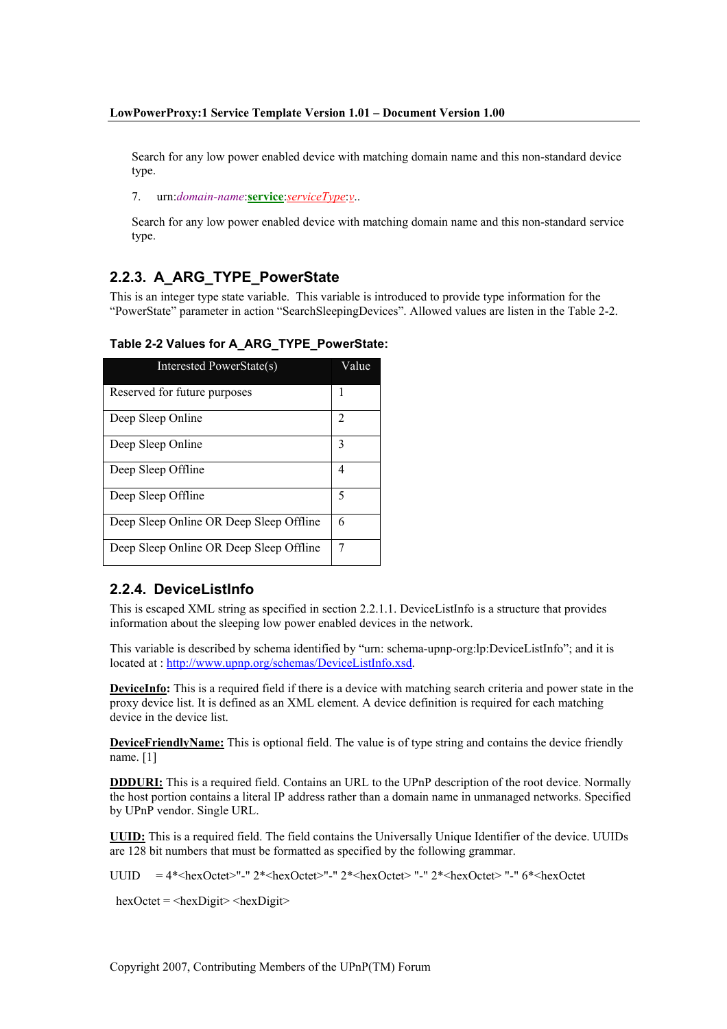Search for any low power enabled device with matching domain name and this non-standard device type.

7. urn:*domain-name*:**service**:*serviceType*:*v*..

Search for any low power enabled device with matching domain name and this non-standard service type.

### 2.2.3. A_ARG_TYPE_PowerState

This is an integer type state variable. This variable is introduced to provide type information for the "PowerState" parameter in action "SearchSleepingDevices". Allowed values are listen in the Table 2-2.

**Table 2-2 Values for A_ARG_TYPE_PowerState:**

| Interested PowerState(s) | Value |
|---|---|
| Reserved for future purposes | 1 |
| Deep Sleep Online | 2 |
| Deep Sleep Online | 3 |
| Deep Sleep Offline | 4 |
| Deep Sleep Offline | 5 |
| Deep Sleep Online OR Deep Sleep Offline | 6 |
| Deep Sleep Online OR Deep Sleep Offline | 7 |

### 2.2.4. DeviceListInfo

This is escaped XML string as specified in section 2.2.1.1. DeviceListInfo is a structure that provides information about the sleeping low power enabled devices in the network.

This variable is described by schema identified by "urn: schema-upnp-org:lp:DeviceListInfo"; and it is located at : http://www.upnp.org/schemas/DeviceListInfo.xsd.

**DeviceInfo**: This is a required field if there is a device with matching search criteria and power state in the proxy device list. It is defined as an XML element. A device definition is required for each matching device in the device list.

**DeviceFriendlyName:** This is optional field. The value is of type string and contains the device friendly name. [1]

**DDDURI:** This is a required field. Contains an URL to the UPnP description of the root device. Normally the host portion contains a literal IP address rather than a domain name in unmanaged networks. Specified by UPnP vendor. Single URL.

**UUID:** This is a required field. The field contains the Universally Unique Identifier of the device. UUIDs are 128 bit numbers that must be formatted as specified by the following grammar.

UUID = 4*<hexOctet>"-" 2*<hexOctet>"-" 2*<hexOctet> "-" 2*<hexOctet> "-" 6*<hexOctet

hexOctet = <hexDigit> <hexDigit>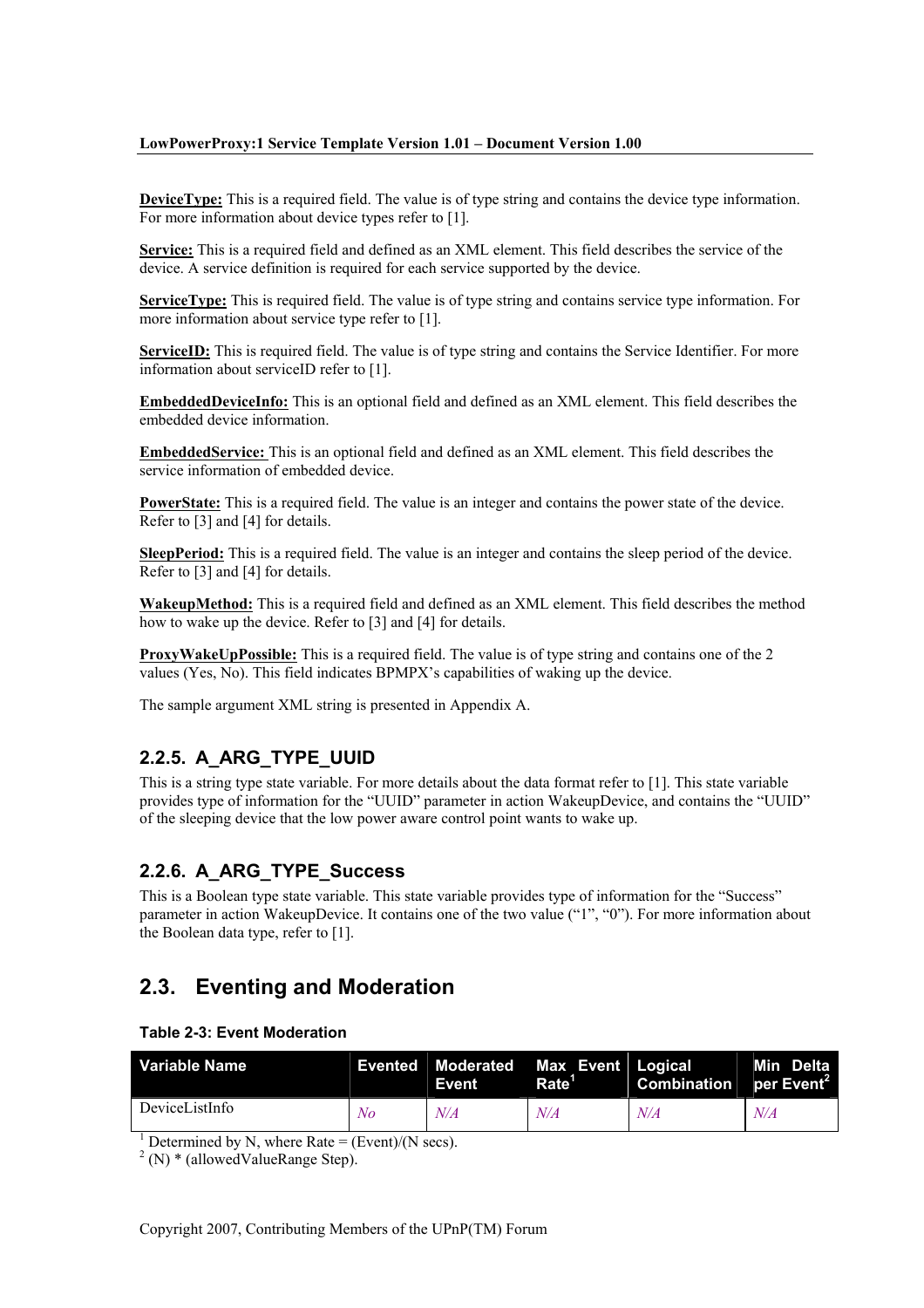**DeviceType:** This is a required field. The value is of type string and contains the device type information. For more information about device types refer to [1].

**Service:** This is a required field and defined as an XML element. This field describes the service of the device. A service definition is required for each service supported by the device.

**ServiceType:** This is required field. The value is of type string and contains service type information. For more information about service type refer to [1].

**ServiceID:** This is required field. The value is of type string and contains the Service Identifier. For more information about serviceID refer to [1].

**EmbeddedDeviceInfo:** This is an optional field and defined as an XML element. This field describes the embedded device information.

**EmbeddedService:** This is an optional field and defined as an XML element. This field describes the service information of embedded device.

**PowerState:** This is a required field. The value is an integer and contains the power state of the device. Refer to [3] and [4] for details.

**SleepPeriod:** This is a required field. The value is an integer and contains the sleep period of the device. Refer to [3] and [4] for details.

**WakeupMethod:** This is a required field and defined as an XML element. This field describes the method how to wake up the device. Refer to [3] and [4] for details.

**ProxyWakeUpPossible:** This is a required field. The value is of type string and contains one of the 2 values (Yes, No). This field indicates BPMPX's capabilities of waking up the device.

The sample argument XML string is presented in Appendix A.

### 2.2.5. A_ARG_TYPE_UUID

This is a string type state variable. For more details about the data format refer to [1]. This state variable provides type of information for the "UUID" parameter in action WakeupDevice, and contains the "UUID" of the sleeping device that the low power aware control point wants to wake up.

### 2.2.6. A_ARG_TYPE_Success

This is a Boolean type state variable. This state variable provides type of information for the "Success" parameter in action WakeupDevice. It contains one of the two value ("1", "0"). For more information about the Boolean data type, refer to [1].

## 2.3. Eventing and Moderation

**Table 2-3: Event Moderation**

| Variable Name | Evented | Moderated Event | Max Event Rate[1] | Logical Combination | Min Delta per Event[2] |
|---|---|---|---|---|---|
| DeviceListInfo | *No* | *N/A* | *N/A* | *N/A* | *N/A* |

[1] Determined by N, where Rate = (Event)/(N secs).

[2] (N) * (allowedValueRange Step).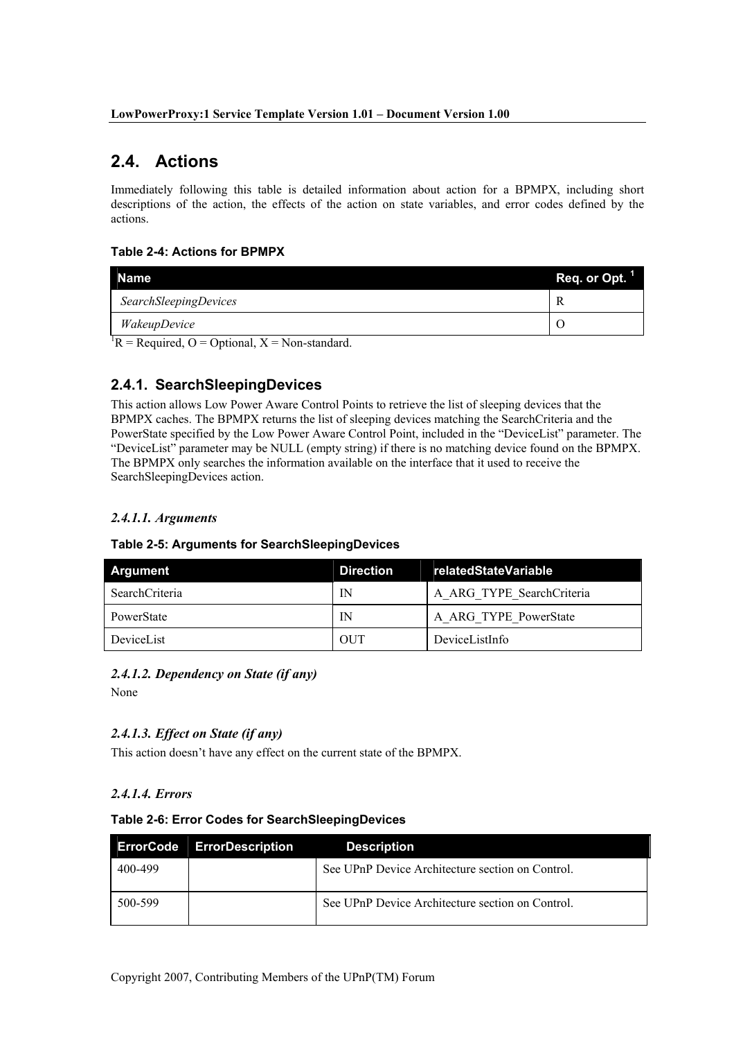## 2.4. Actions

Immediately following this table is detailed information about action for a BPMPX, including short descriptions of the action, the effects of the action on state variables, and error codes defined by the actions.

**Table 2-4: Actions for BPMPX**

| Name | Req. or Opt. [1] |
|---|---|
| *SearchSleepingDevices* | R |
| *WakeupDevice* | O |

[1]R = Required, O = Optional, X = Non-standard.

### 2.4.1. SearchSleepingDevices

This action allows Low Power Aware Control Points to retrieve the list of sleeping devices that the BPMPX caches. The BPMPX returns the list of sleeping devices matching the SearchCriteria and the PowerState specified by the Low Power Aware Control Point, included in the "DeviceList" parameter. The "DeviceList" parameter may be NULL (empty string) if there is no matching device found on the BPMPX. The BPMPX only searches the information available on the interface that it used to receive the SearchSleepingDevices action.

#### *2.4.1.1. Arguments*

**Table 2-5: Arguments for SearchSleepingDevices**

| Argument | Direction | relatedStateVariable |
|---|---|---|
| SearchCriteria | IN | A_ARG_TYPE_SearchCriteria |
| PowerState | IN | A_ARG_TYPE_PowerState |
| DeviceList | OUT | DeviceListInfo |

#### *2.4.1.2. Dependency on State (if any)*

None

#### *2.4.1.3. Effect on State (if any)*

This action doesn't have any effect on the current state of the BPMPX.

#### *2.4.1.4. Errors*

**Table 2-6: Error Codes for SearchSleepingDevices**

| ErrorCode | ErrorDescription | Description |
|---|---|---|
| 400-499 | | See UPnP Device Architecture section on Control. |
| 500-599 | | See UPnP Device Architecture section on Control. |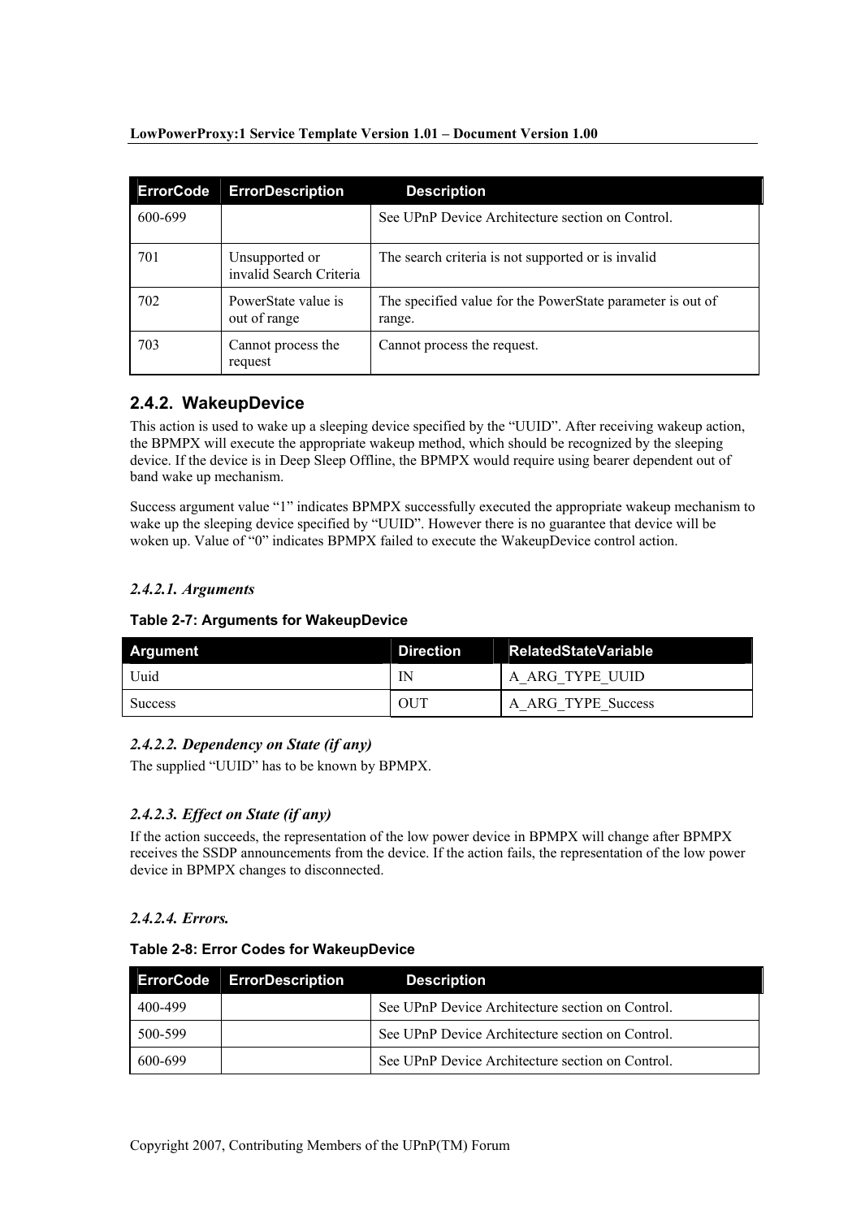| ErrorCode | ErrorDescription | Description |
|---|---|---|
| 600-699 | | See UPnP Device Architecture section on Control. |
| 701 | Unsupported or invalid Search Criteria | The search criteria is not supported or is invalid |
| 702 | PowerState value is out of range | The specified value for the PowerState parameter is out of range. |
| 703 | Cannot process the request | Cannot process the request. |

## 2.4.2. WakeupDevice

This action is used to wake up a sleeping device specified by the "UUID". After receiving wakeup action, the BPMPX will execute the appropriate wakeup method, which should be recognized by the sleeping device. If the device is in Deep Sleep Offline, the BPMPX would require using bearer dependent out of band wake up mechanism.

Success argument value "1" indicates BPMPX successfully executed the appropriate wakeup mechanism to wake up the sleeping device specified by "UUID". However there is no guarantee that device will be woken up. Value of "0" indicates BPMPX failed to execute the WakeupDevice control action.

### *2.4.2.1. Arguments*

**Table 2-7: Arguments for WakeupDevice**

| Argument | Direction | RelatedStateVariable |
|---|---|---|
| Uuid | IN | A_ARG_TYPE_UUID |
| Success | OUT | A_ARG_TYPE_Success |

### *2.4.2.2. Dependency on State (if any)*

The supplied "UUID" has to be known by BPMPX.

### *2.4.2.3. Effect on State (if any)*

If the action succeeds, the representation of the low power device in BPMPX will change after BPMPX receives the SSDP announcements from the device. If the action fails, the representation of the low power device in BPMPX changes to disconnected.

### *2.4.2.4. Errors.*

**Table 2-8: Error Codes for WakeupDevice**

| ErrorCode | ErrorDescription | Description |
|---|---|---|
| 400-499 | | See UPnP Device Architecture section on Control. |
| 500-599 | | See UPnP Device Architecture section on Control. |
| 600-699 | | See UPnP Device Architecture section on Control. |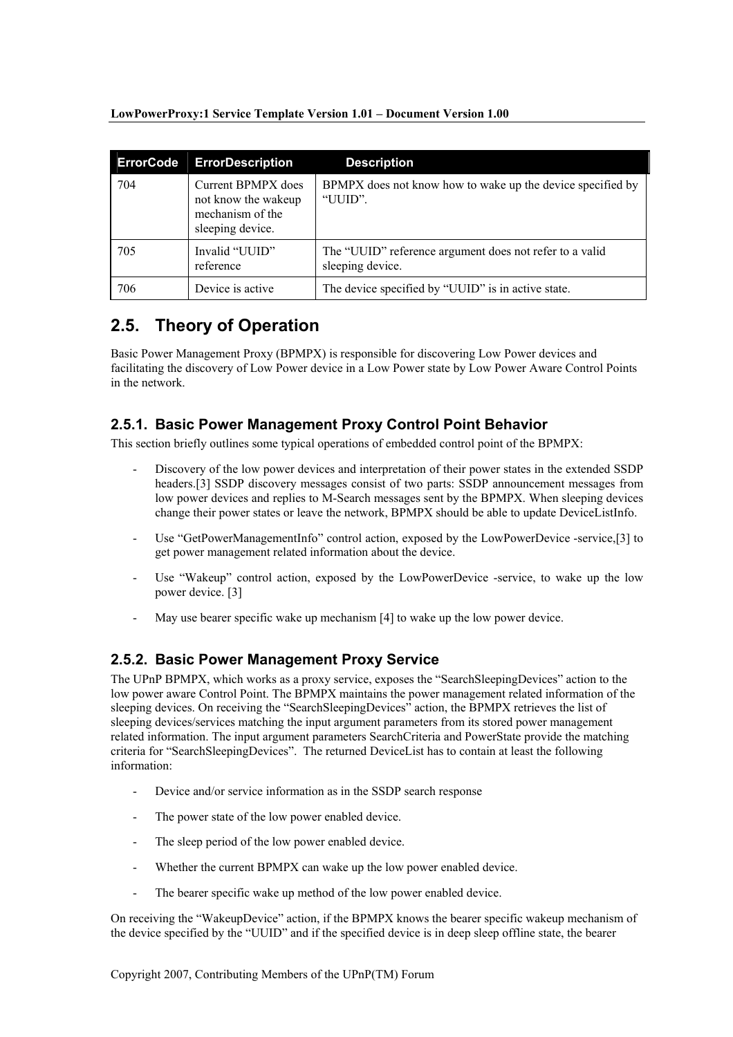| ErrorCode | ErrorDescription | Description |
|---|---|---|
| 704 | Current BPMPX does not know the wakeup mechanism of the sleeping device. | BPMPX does not know how to wake up the device specified by “UUID”. |
| 705 | Invalid “UUID” reference | The “UUID” reference argument does not refer to a valid sleeping device. |
| 706 | Device is active | The device specified by “UUID” is in active state. |

## 2.5. Theory of Operation

Basic Power Management Proxy (BPMPX) is responsible for discovering Low Power devices and facilitating the discovery of Low Power device in a Low Power state by Low Power Aware Control Points in the network.

### 2.5.1. Basic Power Management Proxy Control Point Behavior

This section briefly outlines some typical operations of embedded control point of the BPMPX:

- Discovery of the low power devices and interpretation of their power states in the extended SSDP headers.[3] SSDP discovery messages consist of two parts: SSDP announcement messages from low power devices and replies to M-Search messages sent by the BPMPX. When sleeping devices change their power states or leave the network, BPMPX should be able to update DeviceListInfo.
- Use “GetPowerManagementInfo” control action, exposed by the LowPowerDevice -service,[3] to get power management related information about the device.
- Use “Wakeup” control action, exposed by the LowPowerDevice -service, to wake up the low power device. [3]
- May use bearer specific wake up mechanism [4] to wake up the low power device.

### 2.5.2. Basic Power Management Proxy Service

The UPnP BPMPX, which works as a proxy service, exposes the “SearchSleepingDevices” action to the low power aware Control Point. The BPMPX maintains the power management related information of the sleeping devices. On receiving the “SearchSleepingDevices” action, the BPMPX retrieves the list of sleeping devices/services matching the input argument parameters from its stored power management related information. The input argument parameters SearchCriteria and PowerState provide the matching criteria for “SearchSleepingDevices”. The returned DeviceList has to contain at least the following information:

- Device and/or service information as in the SSDP search response
- The power state of the low power enabled device.
- The sleep period of the low power enabled device.
- Whether the current BPMPX can wake up the low power enabled device.
- The bearer specific wake up method of the low power enabled device.

On receiving the “WakeupDevice” action, if the BPMPX knows the bearer specific wakeup mechanism of the device specified by the “UUID” and if the specified device is in deep sleep offline state, the bearer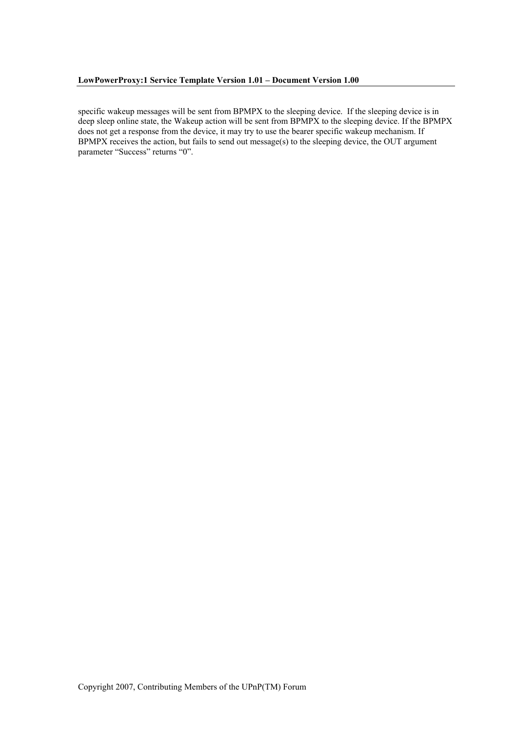specific wakeup messages will be sent from BPMPX to the sleeping device. If the sleeping device is in deep sleep online state, the Wakeup action will be sent from BPMPX to the sleeping device. If the BPMPX does not get a response from the device, it may try to use the bearer specific wakeup mechanism. If BPMPX receives the action, but fails to send out message(s) to the sleeping device, the OUT argument parameter "Success" returns "0".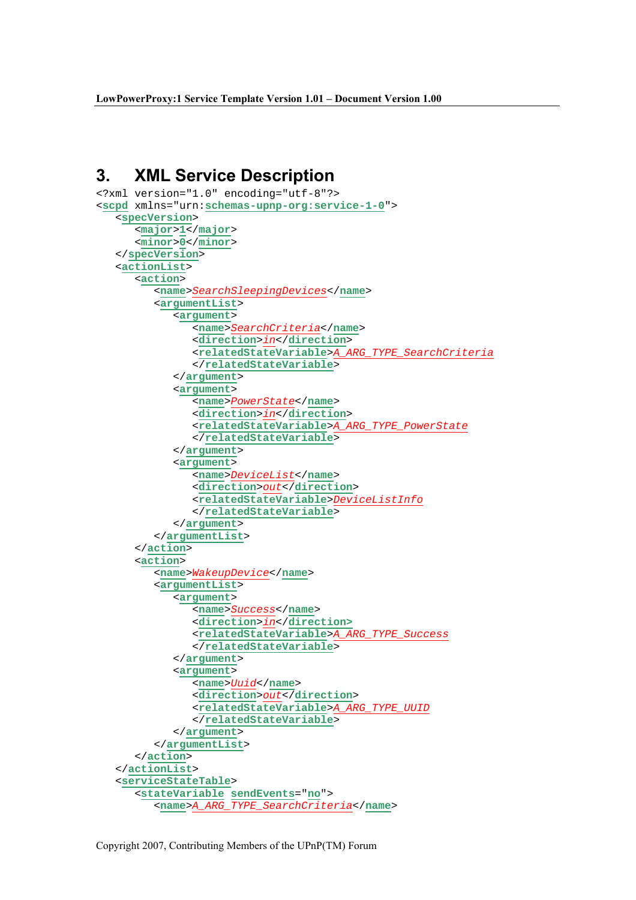# 3. XML Service Description

```
<?xml version="1.0" encoding="utf-8"?>
<scpd xmlns="urn:schemas-upnp-org:service-1-0">
   <specVersion>
      <major>1</major>
      <minor>0</minor>
   </specVersion>
   <actionList>
      <action>
         <name>SearchSleepingDevices</name>
         <argumentList>
            <argument>
               <name>SearchCriteria</name>
               <direction>in</direction>
               <relatedStateVariable>A_ARG_TYPE_SearchCriteria
               </relatedStateVariable>
            </argument>
            <argument>
               <name>PowerState</name>
               <direction>in</direction>
               <relatedStateVariable>A_ARG_TYPE_PowerState
               </relatedStateVariable>
            </argument>
            <argument>
               <name>DeviceList</name>
               <direction>out</direction>
               <relatedStateVariable>DeviceListInfo
               </relatedStateVariable>
            </argument>
         </argumentList>
      </action>
      <action>
         <name>WakeupDevice</name>
         <argumentList>
            <argument>
               <name>Success</name>
               <direction>in</direction>
               <relatedStateVariable>A_ARG_TYPE_Success
               </relatedStateVariable>
            </argument>
            <argument>
               <name>Uuid</name>
               <direction>out</direction>
               <relatedStateVariable>A_ARG_TYPE_UUID
               </relatedStateVariable>
            </argument>
         </argumentList>
      </action>
   </actionList>
   <serviceStateTable>
      <stateVariable sendEvents="no">
         <name>A_ARG_TYPE_SearchCriteria</name>
```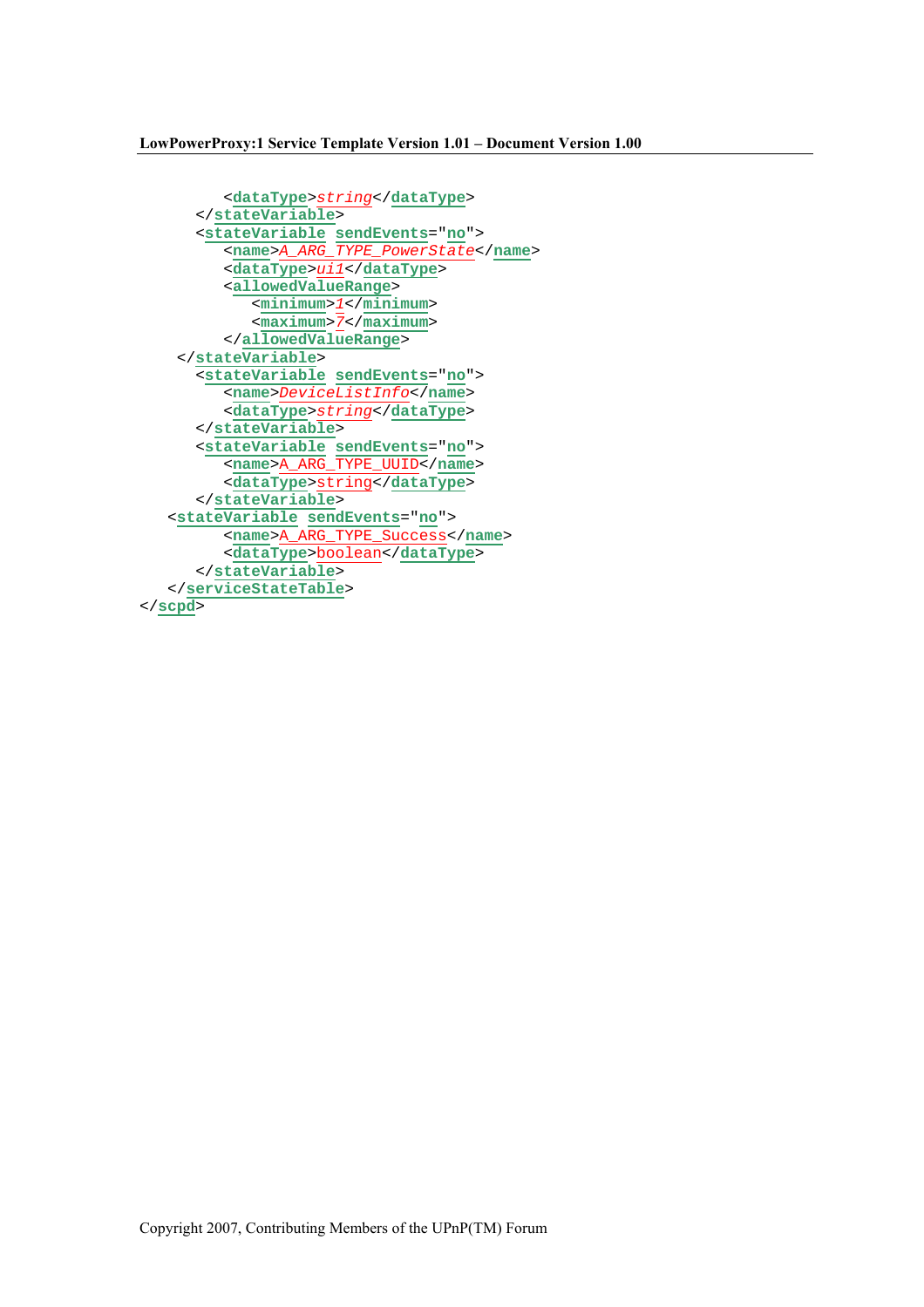```
        <dataType>string</dataType>
      </stateVariable>
      <stateVariable sendEvents="no">
        <name>A_ARG_TYPE_PowerState</name>
        <dataType>ui1</dataType>
        <allowedValueRange>
          <minimum>1</minimum>
          <maximum>7</maximum>
        </allowedValueRange>
     </stateVariable>
      <stateVariable sendEvents="no">
        <name>DeviceListInfo</name>
        <dataType>string</dataType>
      </stateVariable>
      <stateVariable sendEvents="no">
        <name>A_ARG_TYPE_UUID</name>
        <dataType>string</dataType>
      </stateVariable>
    <stateVariable sendEvents="no">
        <name>A_ARG_TYPE_Success</name>
        <dataType>boolean</dataType>
      </stateVariable>
    </serviceStateTable>
</scpd>
```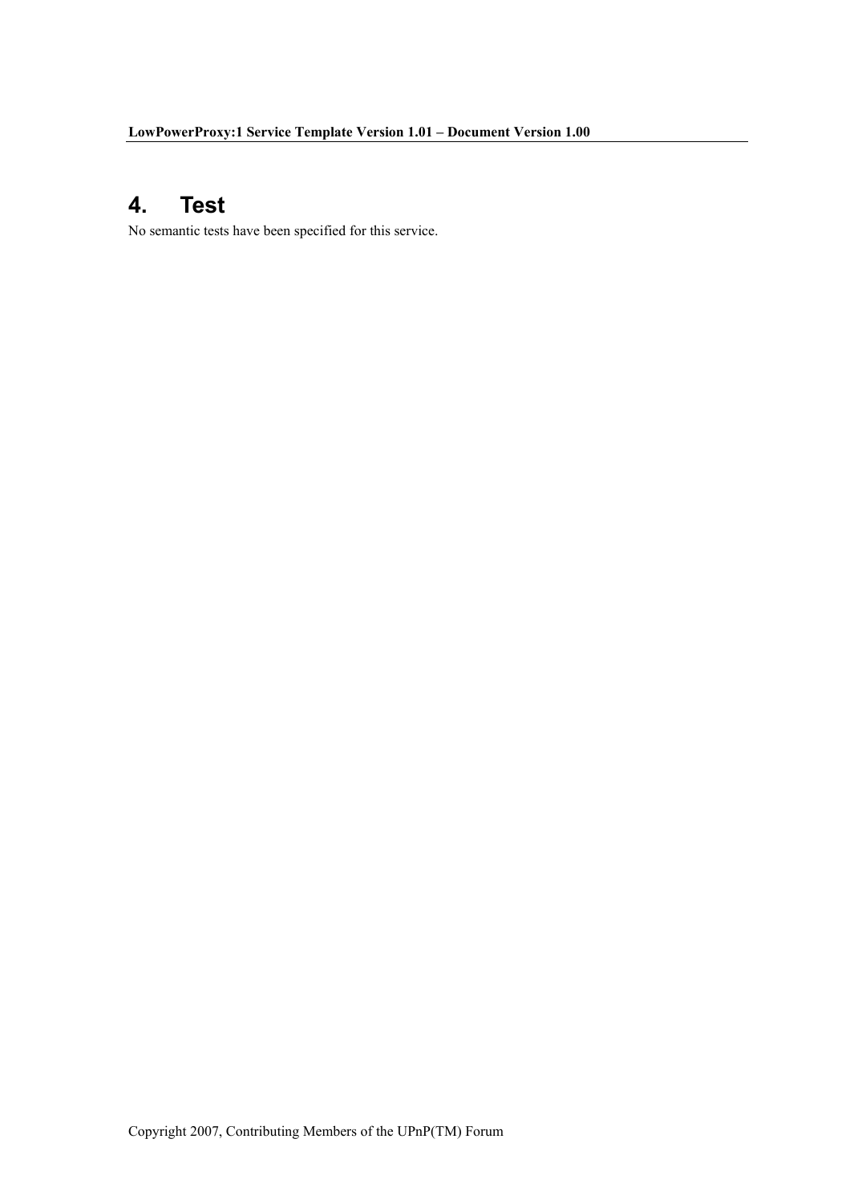# 4. Test

No semantic tests have been specified for this service.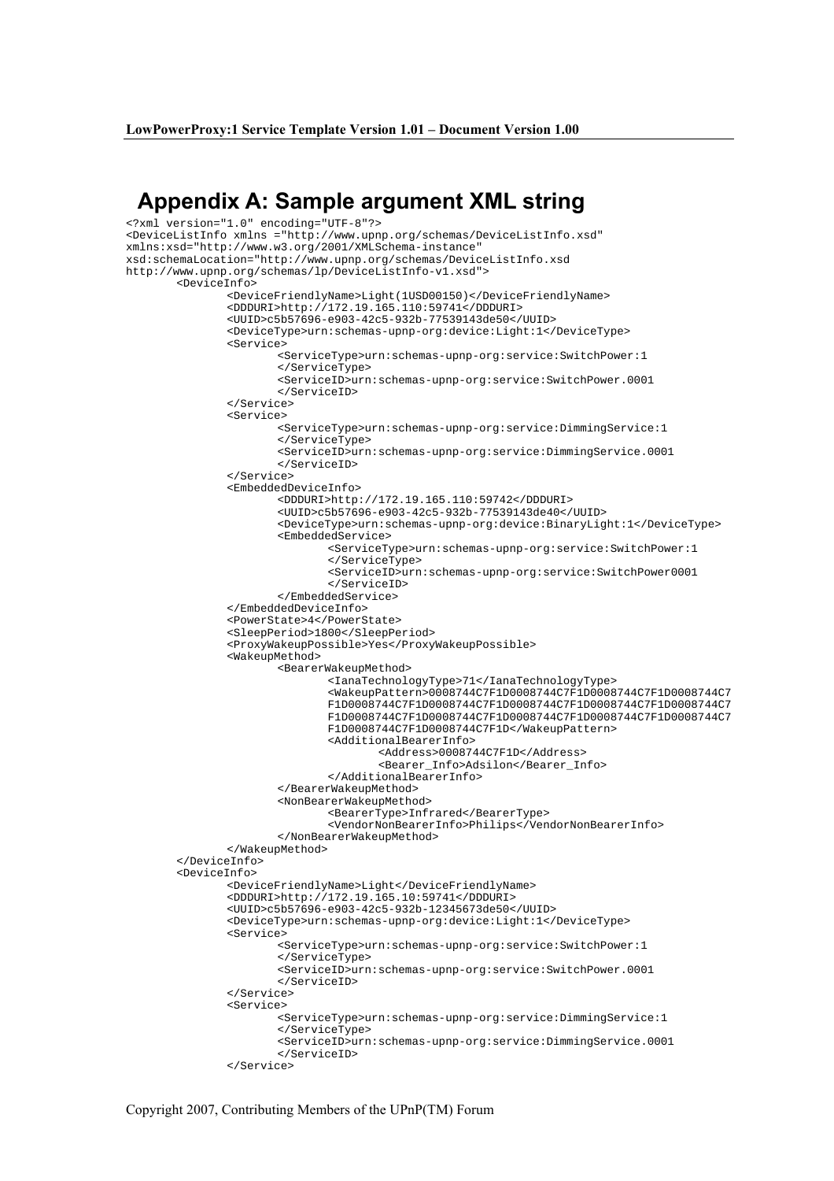# Appendix A: Sample argument XML string

```
<?xml version="1.0" encoding="UTF-8"?>
<DeviceListInfo xmlns ="http://www.upnp.org/schemas/DeviceListInfo.xsd"
xmlns:xsd="http://www.w3.org/2001/XMLSchema-instance"
xsd:schemaLocation="http://www.upnp.org/schemas/DeviceListInfo.xsd
http://www.upnp.org/schemas/lp/DeviceListInfo-v1.xsd">
        <DeviceInfo>
                <DeviceFriendlyName>Light(1USD00150)</DeviceFriendlyName>
                <DDDURI>http://172.19.165.110:59741</DDDURI>
                <UUID>c5b57696-e903-42c5-932b-77539143de50</UUID>
                <DeviceType>urn:schemas-upnp-org:device:Light:1</DeviceType>
                <Service>
                        <ServiceType>urn:schemas-upnp-org:service:SwitchPower:1
                        </ServiceType>
                        <ServiceID>urn:schemas-upnp-org:service:SwitchPower.0001
                        </ServiceID>
                </Service>
                <Service>
                        <ServiceType>urn:schemas-upnp-org:service:DimmingService:1
                        </ServiceType>
                        <ServiceID>urn:schemas-upnp-org:service:DimmingService.0001
                        </ServiceID>
                </Service>
                <EmbeddedDeviceInfo>
                        <DDDURI>http://172.19.165.110:59742</DDDURI>
                        <UUID>c5b57696-e903-42c5-932b-77539143de40</UUID>
                        <DeviceType>urn:schemas-upnp-org:device:BinaryLight:1</DeviceType>
                        <EmbeddedService>
                                <ServiceType>urn:schemas-upnp-org:service:SwitchPower:1
                                </ServiceType>
                                <ServiceID>urn:schemas-upnp-org:service:SwitchPower0001
                                </ServiceID>
                        </EmbeddedService>
                </EmbeddedDeviceInfo>
                <PowerState>4</PowerState>
                <SleepPeriod>1800</SleepPeriod>
                <ProxyWakeupPossible>Yes</ProxyWakeupPossible>
                <WakeupMethod>
                        <BearerWakeupMethod>
                                <IanaTechnologyType>71</IanaTechnologyType>
                                <WakeupPattern>0008744C7F1D0008744C7F1D0008744C7F1D0008744C7
                                F1D0008744C7F1D0008744C7F1D0008744C7F1D0008744C7F1D0008744C7
                                F1D0008744C7F1D0008744C7F1D0008744C7F1D0008744C7F1D0008744C7
                                F1D0008744C7F1D0008744C7F1D</WakeupPattern>
                                <AdditionalBearerInfo>
                                        <Address>0008744C7F1D</Address>
                                        <Bearer_Info>Adsilon</Bearer_Info>
                                </AdditionalBearerInfo>
                        </BearerWakeupMethod>
                        <NonBearerWakeupMethod>
                                <BearerType>Infrared</BearerType>
                                <VendorNonBearerInfo>Philips</VendorNonBearerInfo>
                        </NonBearerWakeupMethod>
                </WakeupMethod>
        </DeviceInfo>
        <DeviceInfo>
                <DeviceFriendlyName>Light</DeviceFriendlyName>
                <DDDURI>http://172.19.165.10:59741</DDDURI>
                <UUID>c5b57696-e903-42c5-932b-12345673de50</UUID>
                <DeviceType>urn:schemas-upnp-org:device:Light:1</DeviceType>
                <Service>
                        <ServiceType>urn:schemas-upnp-org:service:SwitchPower:1
                        </ServiceType>
                        <ServiceID>urn:schemas-upnp-org:service:SwitchPower.0001
                        </ServiceID>
                </Service>
                <Service>
                        <ServiceType>urn:schemas-upnp-org:service:DimmingService:1
                        </ServiceType>
                        <ServiceID>urn:schemas-upnp-org:service:DimmingService.0001
                        </ServiceID>
                </Service>
```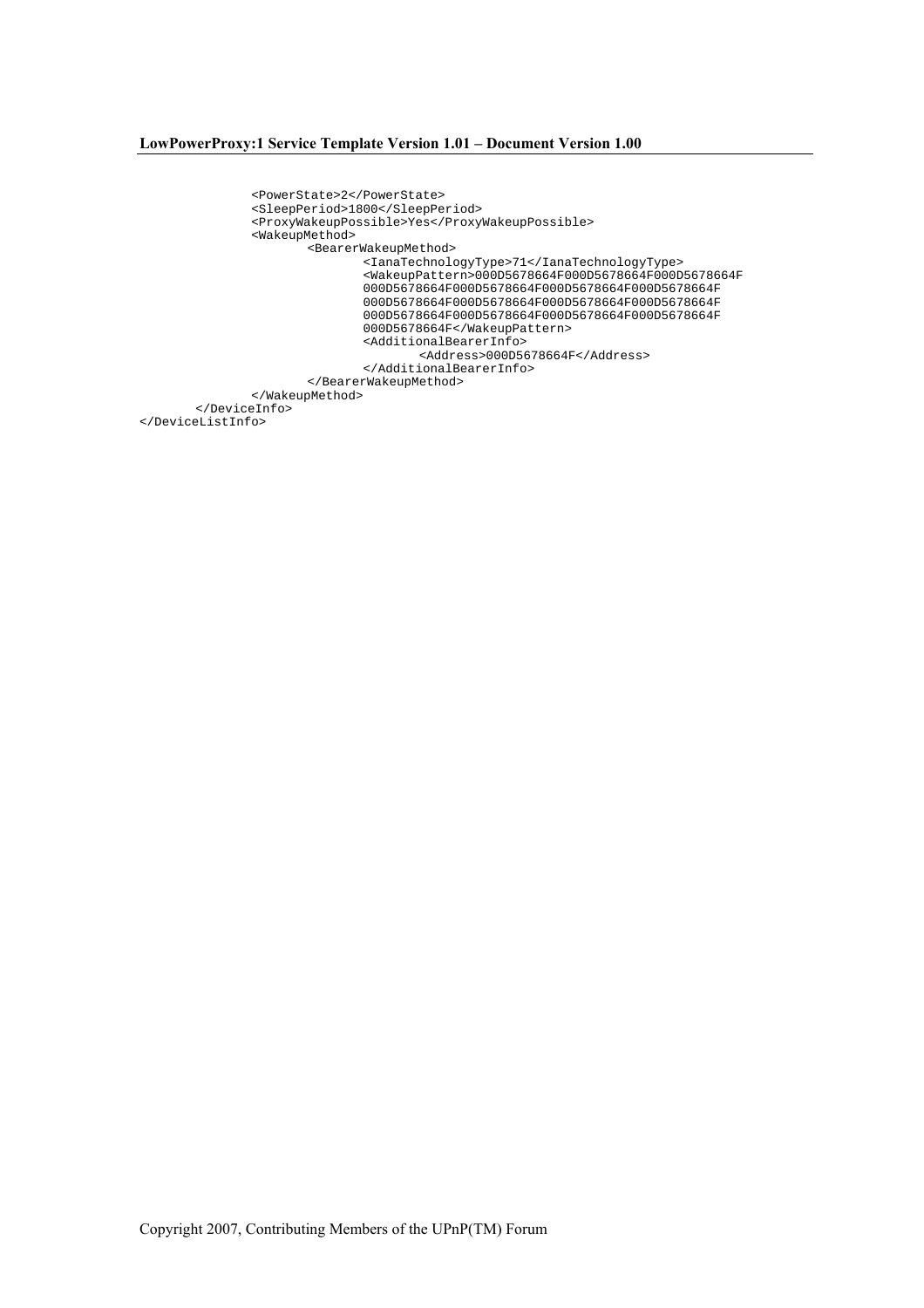```
            <PowerState>2</PowerState>
            <SleepPeriod>1800</SleepPeriod>
            <ProxyWakeupPossible>Yes</ProxyWakeupPossible>
            <WakeupMethod>
                  <BearerWakeupMethod>
                        <IanaTechnologyType>71</IanaTechnologyType>
                        <WakeupPattern>000D5678664F000D5678664F000D5678664F
                        000D5678664F000D5678664F000D5678664F000D5678664F
                        000D5678664F000D5678664F000D5678664F000D5678664F
                        000D5678664F000D5678664F000D5678664F000D5678664F
                        000D5678664F</WakeupPattern>
                        <AdditionalBearerInfo>
                              <Address>000D5678664F</Address>
                        </AdditionalBearerInfo>
                  </BearerWakeupMethod>
            </WakeupMethod>
      </DeviceInfo>
</DeviceListInfo>
```